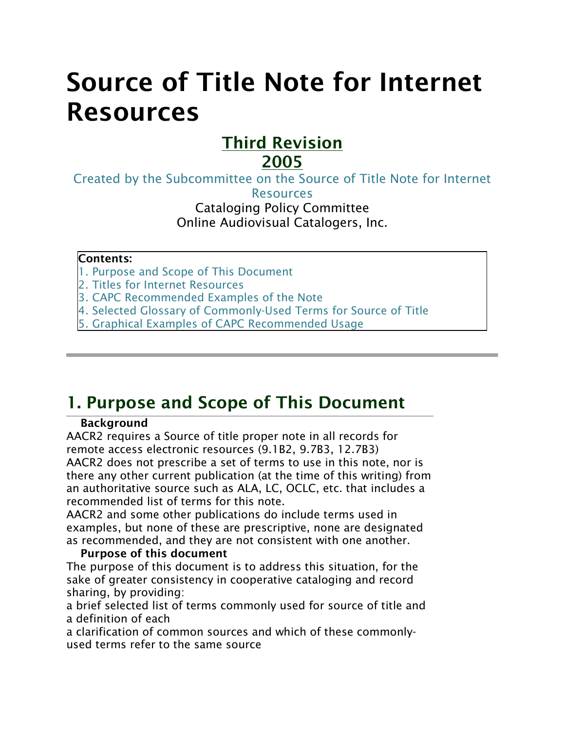# Source of Title Note for Internet Resources

**Third Revision**
**2005**

Created by the Subcommittee on the Source of Title Note for Internet Resources
Cataloging Policy Committee
Online Audiovisual Catalogers, Inc.

**Contents:**
1. Purpose and Scope of This Document
2. Titles for Internet Resources
3. CAPC Recommended Examples of the Note
4. Selected Glossary of Commonly-Used Terms for Source of Title
5. Graphical Examples of CAPC Recommended Usage

---

## 1. Purpose and Scope of This Document

**Background**

AACR2 requires a Source of title proper note in all records for remote access electronic resources (9.1B2, 9.7B3, 12.7B3)

AACR2 does not prescribe a set of terms to use in this note, nor is there any other current publication (at the time of this writing) from an authoritative source such as ALA, LC, OCLC, etc. that includes a recommended list of terms for this note.

AACR2 and some other publications do include terms used in examples, but none of these are prescriptive, none are designated as recommended, and they are not consistent with one another.

**Purpose of this document**

The purpose of this document is to address this situation, for the sake of greater consistency in cooperative cataloging and record sharing, by providing:

a brief selected list of terms commonly used for source of title and a definition of each

a clarification of common sources and which of these commonly-used terms refer to the same source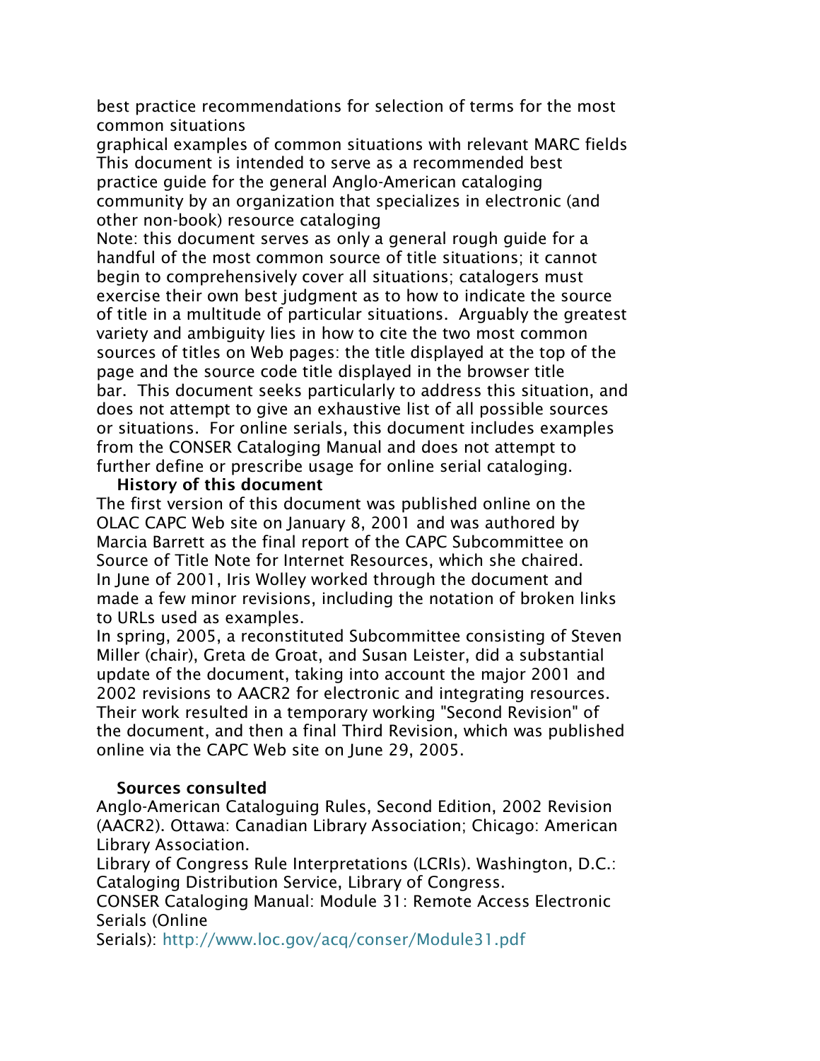best practice recommendations for selection of terms for the most common situations

graphical examples of common situations with relevant MARC fields

This document is intended to serve as a recommended best practice guide for the general Anglo-American cataloging community by an organization that specializes in electronic (and other non-book) resource cataloging

Note: this document serves as only a general rough guide for a handful of the most common source of title situations; it cannot begin to comprehensively cover all situations; catalogers must exercise their own best judgment as to how to indicate the source of title in a multitude of particular situations. Arguably the greatest variety and ambiguity lies in how to cite the two most common sources of titles on Web pages: the title displayed at the top of the page and the source code title displayed in the browser title bar. This document seeks particularly to address this situation, and does not attempt to give an exhaustive list of all possible sources or situations. For online serials, this document includes examples from the CONSER Cataloging Manual and does not attempt to further define or prescribe usage for online serial cataloging.

### History of this document

The first version of this document was published online on the OLAC CAPC Web site on January 8, 2001 and was authored by Marcia Barrett as the final report of the CAPC Subcommittee on Source of Title Note for Internet Resources, which she chaired.

In June of 2001, Iris Wolley worked through the document and made a few minor revisions, including the notation of broken links to URLs used as examples.

In spring, 2005, a reconstituted Subcommittee consisting of Steven Miller (chair), Greta de Groat, and Susan Leister, did a substantial update of the document, taking into account the major 2001 and 2002 revisions to AACR2 for electronic and integrating resources. Their work resulted in a temporary working "Second Revision" of the document, and then a final Third Revision, which was published online via the CAPC Web site on June 29, 2005.

### Sources consulted

Anglo-American Cataloguing Rules, Second Edition, 2002 Revision (AACR2). Ottawa: Canadian Library Association; Chicago: American Library Association.

Library of Congress Rule Interpretations (LCRIs). Washington, D.C.: Cataloging Distribution Service, Library of Congress.

CONSER Cataloging Manual: Module 31: Remote Access Electronic Serials (Online Serials): http://www.loc.gov/acq/conser/Module31.pdf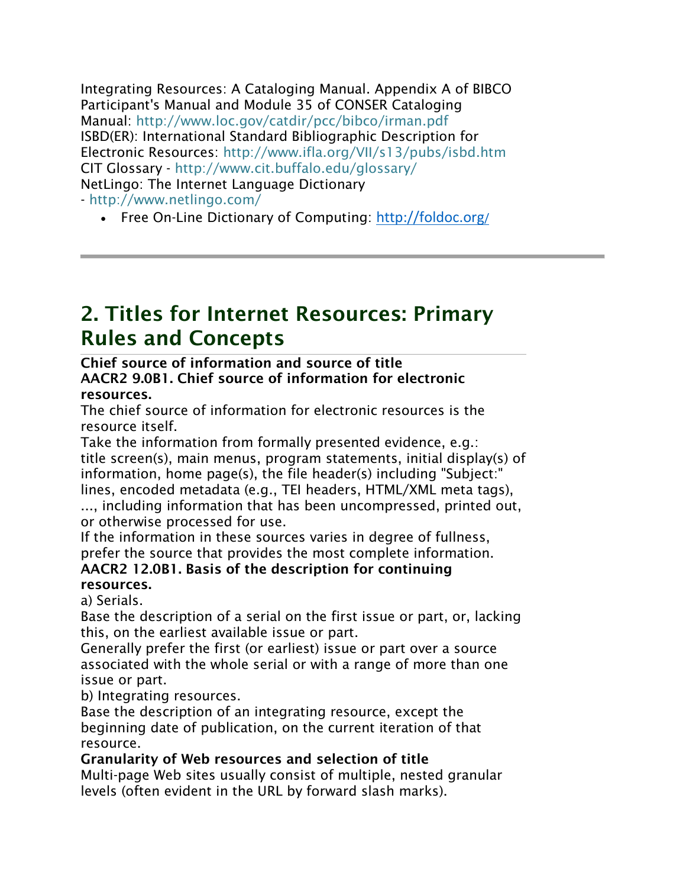Integrating Resources: A Cataloging Manual. Appendix A of BIBCO Participant's Manual and Module 35 of CONSER Cataloging Manual: http://www.loc.gov/catdir/pcc/bibco/irman.pdf
ISBD(ER): International Standard Bibliographic Description for Electronic Resources: http://www.ifla.org/VII/s13/pubs/isbd.htm
CIT Glossary - http://www.cit.buffalo.edu/glossary/
NetLingo: The Internet Language Dictionary - http://www.netlingo.com/

- Free On-Line Dictionary of Computing: http://foldoc.org/

---

## 2. Titles for Internet Resources: Primary Rules and Concepts

**Chief source of information and source of title**
**AACR2 9.0B1. Chief source of information for electronic resources.**
The chief source of information for electronic resources is the resource itself.
Take the information from formally presented evidence, e.g.: title screen(s), main menus, program statements, initial display(s) of information, home page(s), the file header(s) including "Subject:" lines, encoded metadata (e.g., TEI headers, HTML/XML meta tags), ..., including information that has been uncompressed, printed out, or otherwise processed for use.
If the information in these sources varies in degree of fullness, prefer the source that provides the most complete information.
**AACR2 12.0B1. Basis of the description for continuing resources.**
a) Serials.
Base the description of a serial on the first issue or part, or, lacking this, on the earliest available issue or part.
Generally prefer the first (or earliest) issue or part over a source associated with the whole serial or with a range of more than one issue or part.
b) Integrating resources.
Base the description of an integrating resource, except the beginning date of publication, on the current iteration of that resource.
**Granularity of Web resources and selection of title**
Multi-page Web sites usually consist of multiple, nested granular levels (often evident in the URL by forward slash marks).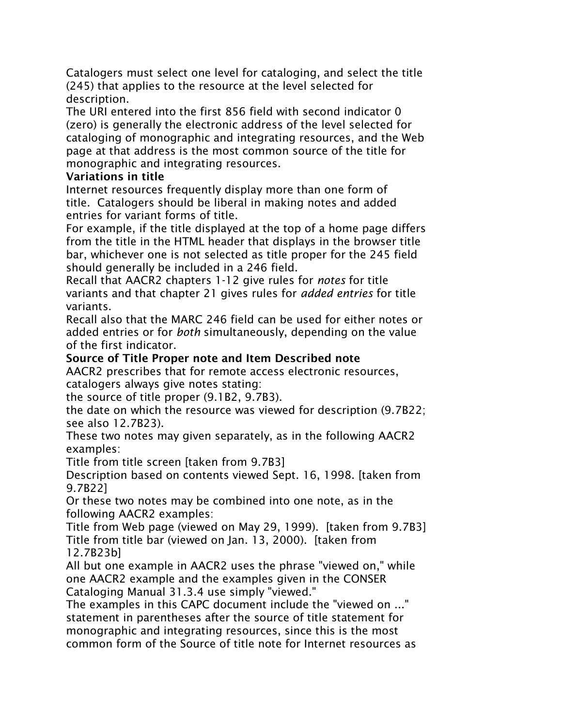Catalogers must select one level for cataloging, and select the title (245) that applies to the resource at the level selected for description.

The URI entered into the first 856 field with second indicator 0 (zero) is generally the electronic address of the level selected for cataloging of monographic and integrating resources, and the Web page at that address is the most common source of the title for monographic and integrating resources.

**Variations in title**

Internet resources frequently display more than one form of title. Catalogers should be liberal in making notes and added entries for variant forms of title.

For example, if the title displayed at the top of a home page differs from the title in the HTML header that displays in the browser title bar, whichever one is not selected as title proper for the 245 field should generally be included in a 246 field.

Recall that AACR2 chapters 1-12 give rules for *notes* for title variants and that chapter 21 gives rules for *added entries* for title variants.

Recall also that the MARC 246 field can be used for either notes or added entries or for *both* simultaneously, depending on the value of the first indicator.

**Source of Title Proper note and Item Described note**

AACR2 prescribes that for remote access electronic resources, catalogers always give notes stating:

the source of title proper (9.1B2, 9.7B3).

the date on which the resource was viewed for description (9.7B22; see also 12.7B23).

These two notes may given separately, as in the following AACR2 examples:

Title from title screen [taken from 9.7B3]

Description based on contents viewed Sept. 16, 1998. [taken from 9.7B22]

Or these two notes may be combined into one note, as in the following AACR2 examples:

Title from Web page (viewed on May 29, 1999). [taken from 9.7B3]

Title from title bar (viewed on Jan. 13, 2000). [taken from 12.7B23b]

All but one example in AACR2 uses the phrase "viewed on," while one AACR2 example and the examples given in the CONSER Cataloging Manual 31.3.4 use simply "viewed."

The examples in this CAPC document include the "viewed on ..." statement in parentheses after the source of title statement for monographic and integrating resources, since this is the most common form of the Source of title note for Internet resources as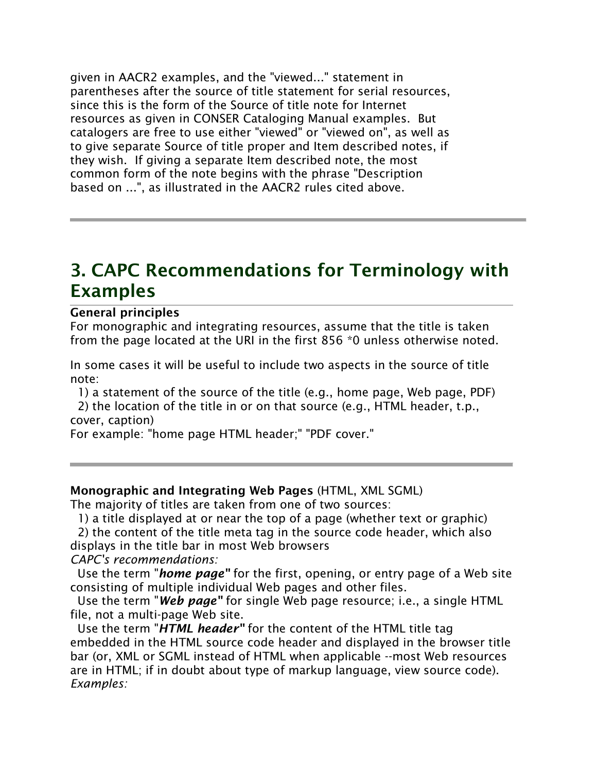given in AACR2 examples, and the "viewed..." statement in parentheses after the source of title statement for serial resources, since this is the form of the Source of title note for Internet resources as given in CONSER Cataloging Manual examples. But catalogers are free to use either "viewed" or "viewed on", as well as to give separate Source of title proper and Item described notes, if they wish. If giving a separate Item described note, the most common form of the note begins with the phrase "Description based on ...", as illustrated in the AACR2 rules cited above.

---

## 3. CAPC Recommendations for Terminology with Examples

**General principles**
For monographic and integrating resources, assume that the title is taken from the page located at the URI in the first 856 *0 unless otherwise noted.

In some cases it will be useful to include two aspects in the source of title note:
  1) a statement of the source of the title (e.g., home page, Web page, PDF)
  2) the location of the title in or on that source (e.g., HTML header, t.p., cover, caption)
For example: "home page HTML header;" "PDF cover."

---

**Monographic and Integrating Web Pages** (HTML, XML SGML)
The majority of titles are taken from one of two sources:
  1) a title displayed at or near the top of a page (whether text or graphic)
  2) the content of the title meta tag in the source code header, which also displays in the title bar in most Web browsers
*CAPC's recommendations:*
  Use the term "***home page***" for the first, opening, or entry page of a Web site consisting of multiple individual Web pages and other files.
  Use the term "***Web page***" for single Web page resource; i.e., a single HTML file, not a multi-page Web site.
  Use the term "***HTML header***" for the content of the HTML title tag embedded in the HTML source code header and displayed in the browser title bar (or, XML or SGML instead of HTML when applicable --most Web resources are in HTML; if in doubt about type of markup language, view source code).
*Examples:*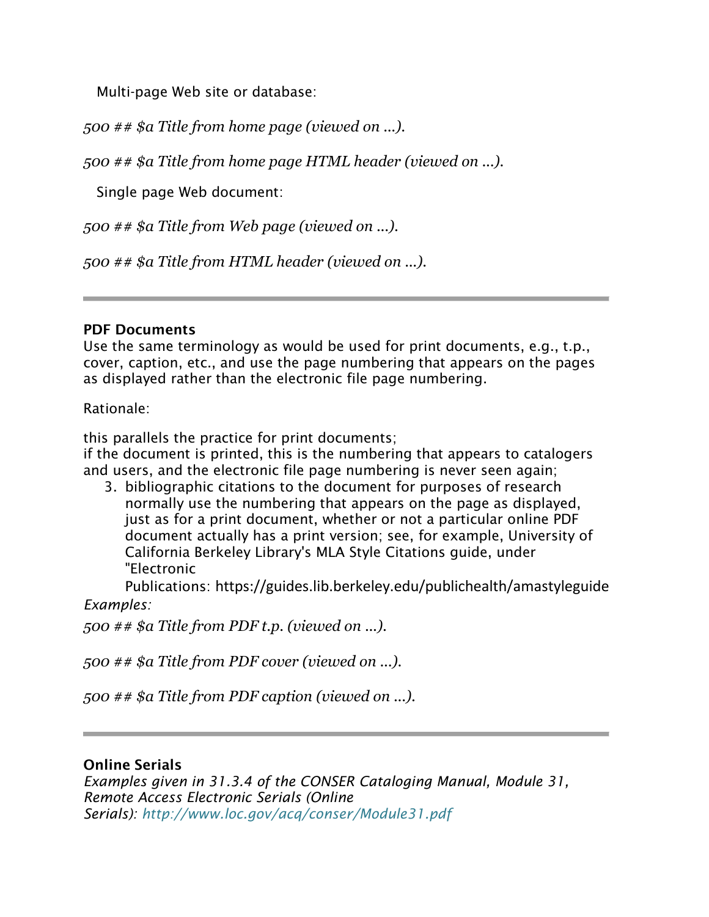Multi-page Web site or database:

*500 ## $a Title from home page (viewed on ...).*

*500 ## $a Title from home page HTML header (viewed on ...).*

Single page Web document:

*500 ## $a Title from Web page (viewed on ...).*

*500 ## $a Title from HTML header (viewed on ...).*

---

**PDF Documents**
Use the same terminology as would be used for print documents, e.g., t.p., cover, caption, etc., and use the page numbering that appears on the pages as displayed rather than the electronic file page numbering.

Rationale:

this parallels the practice for print documents;
if the document is printed, this is the numbering that appears to catalogers and users, and the electronic file page numbering is never seen again;

3. bibliographic citations to the document for purposes of research normally use the numbering that appears on the page as displayed, just as for a print document, whether or not a particular online PDF document actually has a print version; see, for example, University of California Berkeley Library's MLA Style Citations guide, under "Electronic Publications: https://guides.lib.berkeley.edu/publichealth/amastyleguide

*Examples:*

*500 ## $a Title from PDF t.p. (viewed on ...).*

*500 ## $a Title from PDF cover (viewed on ...).*

*500 ## $a Title from PDF caption (viewed on ...).*

---

**Online Serials**
*Examples given in 31.3.4 of the CONSER Cataloging Manual, Module 31, Remote Access Electronic Serials (Online Serials): http://www.loc.gov/acq/conser/Module31.pdf*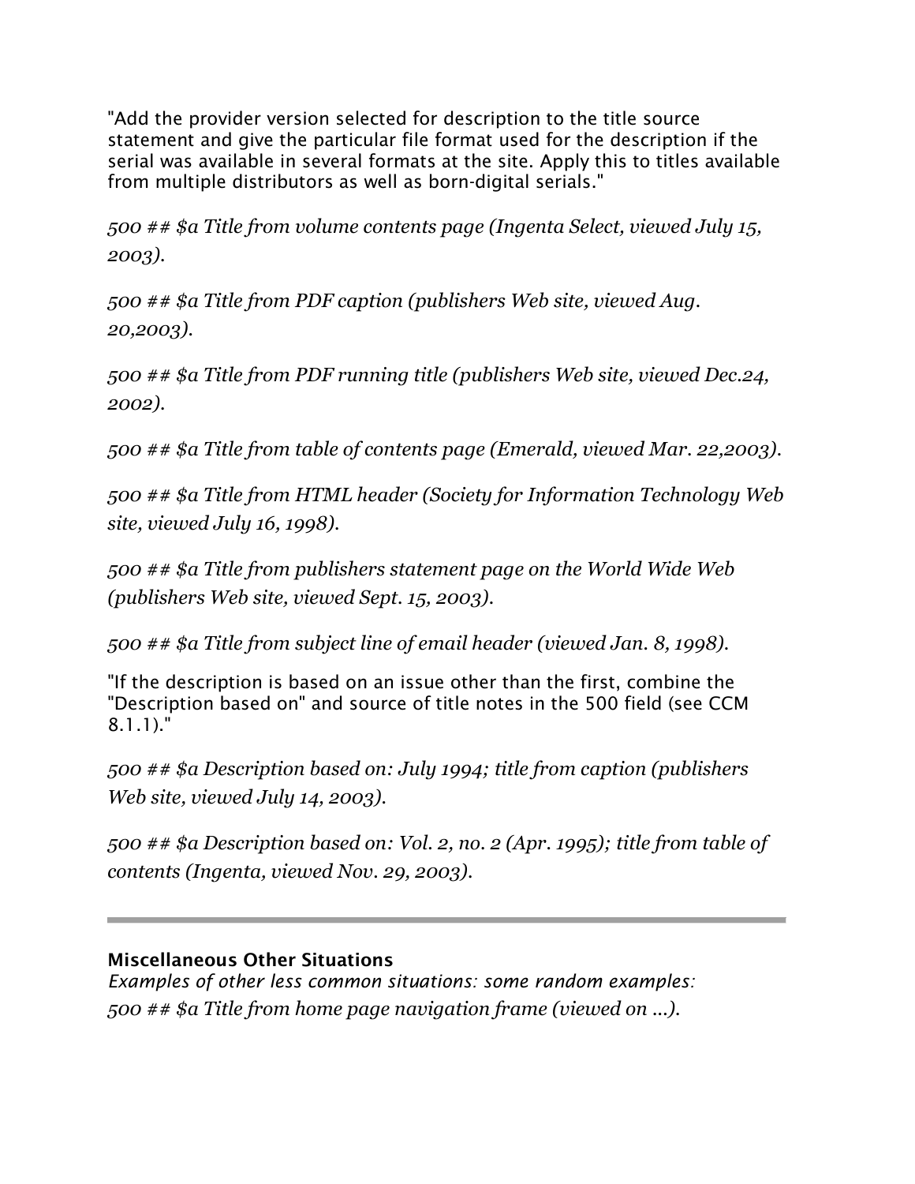"Add the provider version selected for description to the title source statement and give the particular file format used for the description if the serial was available in several formats at the site. Apply this to titles available from multiple distributors as well as born-digital serials."

*500 ## $a Title from volume contents page (Ingenta Select, viewed July 15, 2003).*

*500 ## $a Title from PDF caption (publishers Web site, viewed Aug. 20,2003).*

*500 ## $a Title from PDF running title (publishers Web site, viewed Dec.24, 2002).*

*500 ## $a Title from table of contents page (Emerald, viewed Mar. 22,2003).*

*500 ## $a Title from HTML header (Society for Information Technology Web site, viewed July 16, 1998).*

*500 ## $a Title from publishers statement page on the World Wide Web (publishers Web site, viewed Sept. 15, 2003).*

*500 ## $a Title from subject line of email header (viewed Jan. 8, 1998).*

"If the description is based on an issue other than the first, combine the "Description based on" and source of title notes in the 500 field (see CCM 8.1.1)."

*500 ## $a Description based on: July 1994; title from caption (publishers Web site, viewed July 14, 2003).*

*500 ## $a Description based on: Vol. 2, no. 2 (Apr. 1995); title from table of contents (Ingenta, viewed Nov. 29, 2003).*

---

**Miscellaneous Other Situations**

*Examples of other less common situations: some random examples:*

*500 ## $a Title from home page navigation frame (viewed on ...).*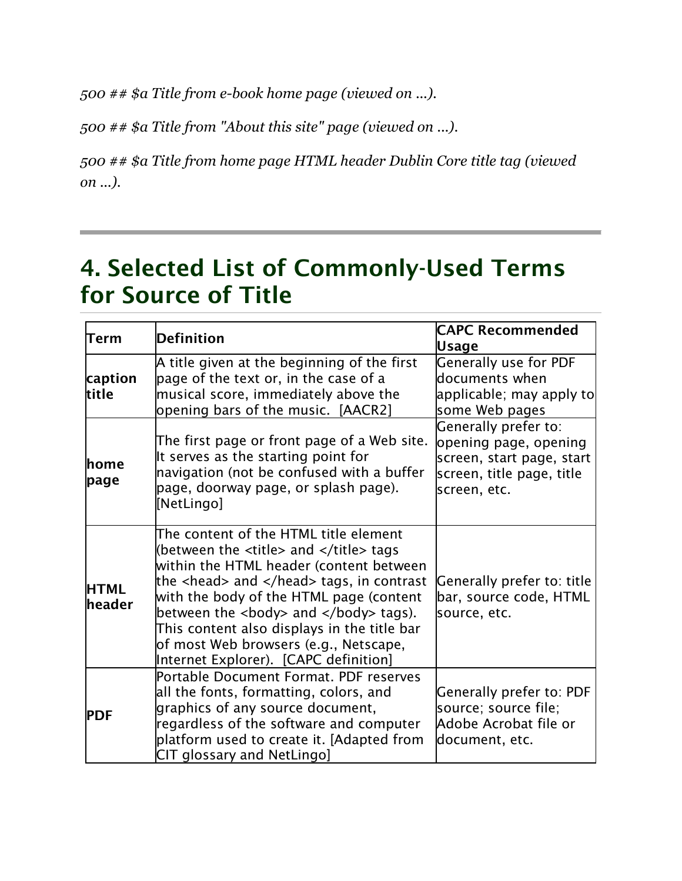*500 ## $a Title from e-book home page (viewed on ...).*

*500 ## $a Title from "About this site" page (viewed on ...).*

*500 ## $a Title from home page HTML header Dublin Core title tag (viewed on ...).*

---

## 4. Selected List of Commonly-Used Terms for Source of Title

| Term | Definition | CAPC Recommended Usage |
|---|---|---|
| **caption title** | A title given at the beginning of the first page of the text or, in the case of a musical score, immediately above the opening bars of the music. [AACR2] | Generally use for PDF documents when applicable; may apply to some Web pages |
| **home page** | The first page or front page of a Web site. It serves as the starting point for navigation (not be confused with a buffer page, doorway page, or splash page). [NetLingo] | Generally prefer to: opening page, opening screen, start page, start screen, title page, title screen, etc. |
| **HTML header** | The content of the HTML title element (between the <title> and </title> tags within the HTML header (content between the <head> and </head> tags, in contrast with the body of the HTML page (content between the <body> and </body> tags). This content also displays in the title bar of most Web browsers (e.g., Netscape, Internet Explorer). [CAPC definition] | Generally prefer to: title bar, source code, HTML source, etc. |
| **PDF** | Portable Document Format. PDF reserves all the fonts, formatting, colors, and graphics of any source document, regardless of the software and computer platform used to create it. [Adapted from CIT glossary and NetLingo] | Generally prefer to: PDF source; source file; Adobe Acrobat file or document, etc. |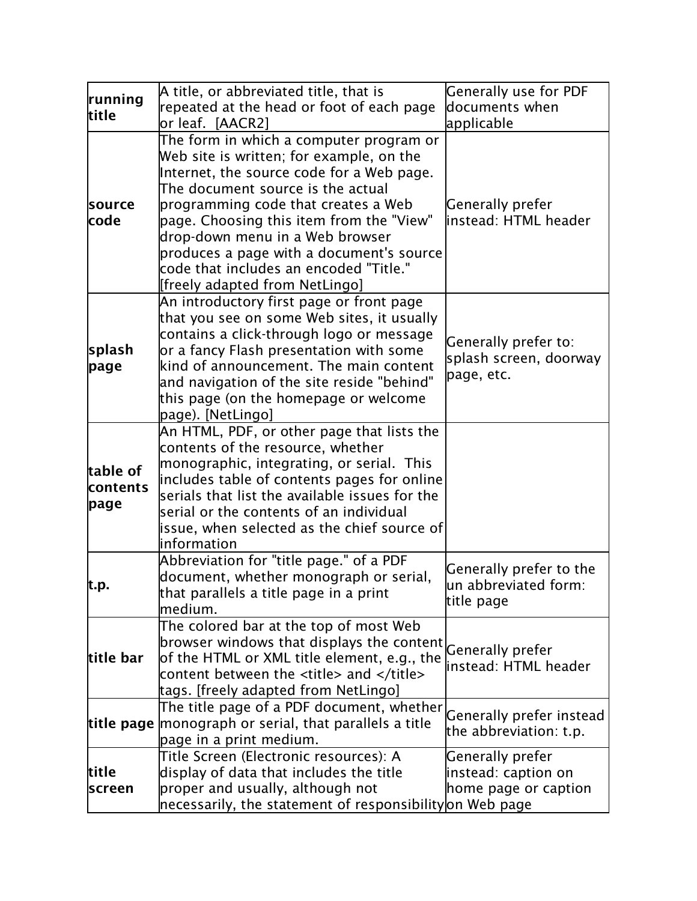| | | |
|---|---|---|
| **running title** | A title, or abbreviated title, that is repeated at the head or foot of each page or leaf. [AACR2] | Generally use for PDF documents when applicable |
| **source code** | The form in which a computer program or Web site is written; for example, on the Internet, the source code for a Web page. The document source is the actual programming code that creates a Web page. Choosing this item from the "View" drop-down menu in a Web browser produces a page with a document's source code that includes an encoded "Title." [freely adapted from NetLingo] | Generally prefer instead: HTML header |
| **splash page** | An introductory first page or front page that you see on some Web sites, it usually contains a click-through logo or message or a fancy Flash presentation with some kind of announcement. The main content and navigation of the site reside "behind" this page (on the homepage or welcome page). [NetLingo] | Generally prefer to: splash screen, doorway page, etc. |
| **table of contents page** | An HTML, PDF, or other page that lists the contents of the resource, whether monographic, integrating, or serial. This includes table of contents pages for online serials that list the available issues for the serial or the contents of an individual issue, when selected as the chief source of information | |
| **t.p.** | Abbreviation for "title page." of a PDF document, whether monograph or serial, that parallels a title page in a print medium. | Generally prefer to the un abbreviated form: title page |
| **title bar** | The colored bar at the top of most Web browser windows that displays the content of the HTML or XML title element, e.g., the content between the <title> and </title> tags. [freely adapted from NetLingo] | Generally prefer instead: HTML header |
| **title page** | The title page of a PDF document, whether monograph or serial, that parallels a title page in a print medium. | Generally prefer instead the abbreviation: t.p. |
| **title screen** | Title Screen (Electronic resources): A display of data that includes the title proper and usually, although not necessarily, the statement of responsibility | Generally prefer instead: caption on home page or caption on Web page |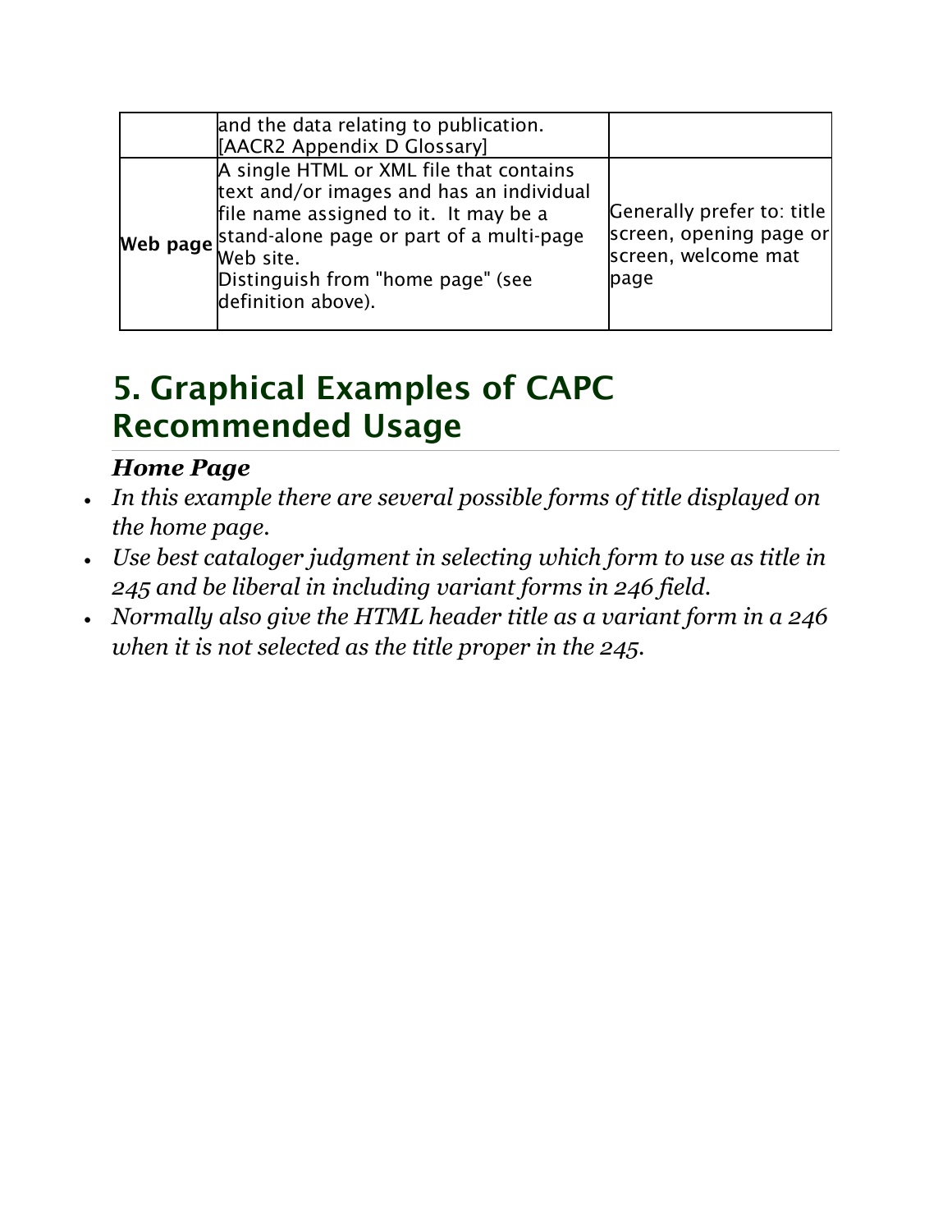| | | |
|---|---|---|
| | and the data relating to publication. [AACR2 Appendix D Glossary] | |
| **Web page** | A single HTML or XML file that contains text and/or images and has an individual file name assigned to it. It may be a stand-alone page or part of a multi-page Web site.<br>Distinguish from "home page" (see definition above). | Generally prefer to: title screen, opening page or screen, welcome mat page |

## 5. Graphical Examples of CAPC Recommended Usage

***Home Page***

- *In this example there are several possible forms of title displayed on the home page.*
- *Use best cataloger judgment in selecting which form to use as title in 245 and be liberal in including variant forms in 246 field.*
- *Normally also give the HTML header title as a variant form in a 246 when it is not selected as the title proper in the 245.*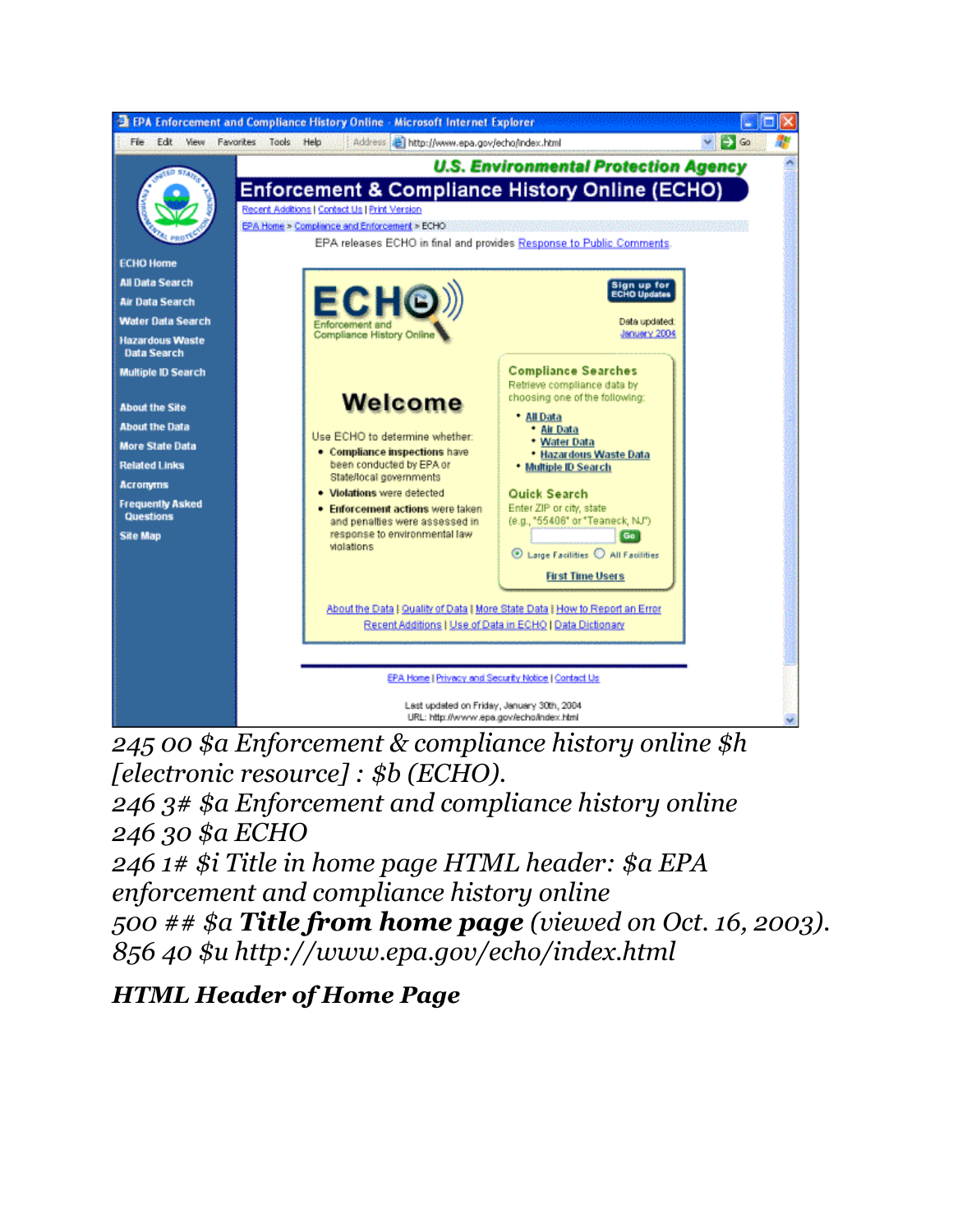*245 00 $a Enforcement & compliance history online $h [electronic resource] : $b (ECHO).*
*246 3# $a Enforcement and compliance history online*
*246 30 $a ECHO*
*246 1# $i Title in home page HTML header: $a EPA enforcement and compliance history online*
*500 ## $a **Title from home page** (viewed on Oct. 16, 2003).*
*856 40 $u http://www.epa.gov/echo/index.html*

***HTML Header of Home Page***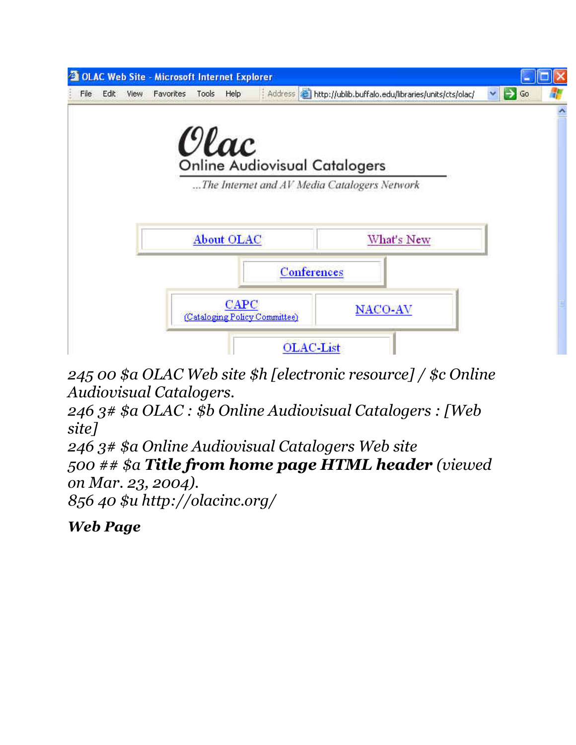OLAC Web Site - Microsoft Internet Explorer

File Edit View Favorites Tools Help Address http://ublib.buffalo.edu/libraries/units/cts/olac/ Go

Olac

Online Audiovisual Catalogers

...The Internet and AV Media Catalogers Network

About OLAC | What's New

Conferences

CAPC (Cataloging Policy Committee) | NACO-AV

OLAC-List

*245 00 $a OLAC Web site $h [electronic resource] / $c Online Audiovisual Catalogers.*
*246 3# $a OLAC : $b Online Audiovisual Catalogers : [Web site]*
*246 3# $a Online Audiovisual Catalogers Web site*
*500 ## $a **Title from home page HTML header** (viewed on Mar. 23, 2004).*
*856 40 $u http://olacinc.org/*

***Web Page***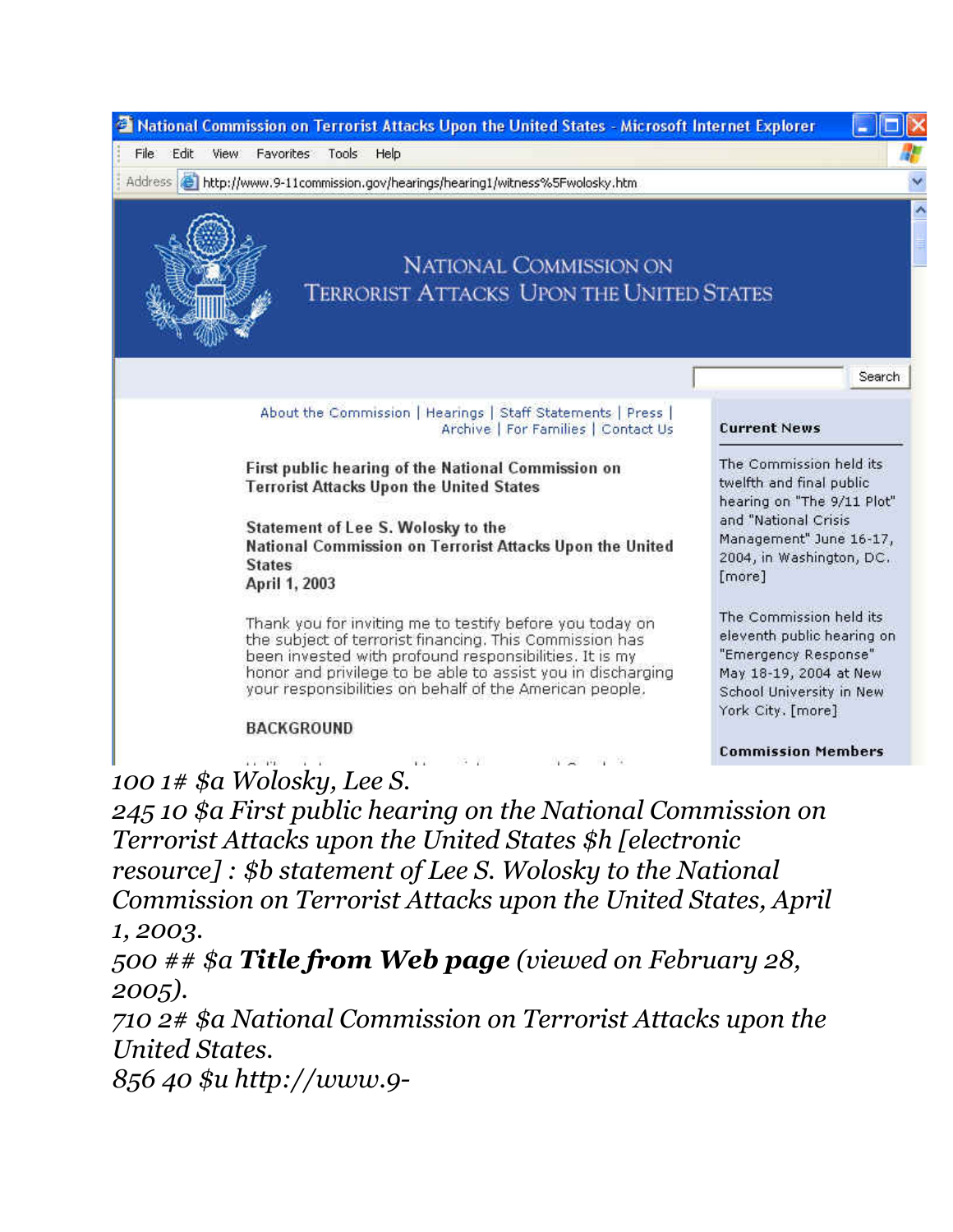National Commission on Terrorist Attacks Upon the United States - Microsoft Internet Explorer

File Edit View Favorites Tools Help

Address http://www.9-11commission.gov/hearings/hearing1/witness%5Fwolosky.htm

NATIONAL COMMISSION ON TERRORIST ATTACKS UPON THE UNITED STATES

Search

About the Commission | Hearings | Staff Statements | Press | Archive | For Families | Contact Us

First public hearing of the National Commission on Terrorist Attacks Upon the United States

Statement of Lee S. Wolosky to the National Commission on Terrorist Attacks Upon the United States
April 1, 2003

Thank you for inviting me to testify before you today on the subject of terrorist financing. This Commission has been invested with profound responsibilities. It is my honor and privilege to be able to assist you in discharging your responsibilities on behalf of the American people.

BACKGROUND

**Current News**

The Commission held its twelfth and final public hearing on "The 9/11 Plot" and "National Crisis Management" June 16-17, 2004, in Washington, DC. [more]

The Commission held its eleventh public hearing on "Emergency Response" May 18-19, 2004 at New School University in New York City. [more]

**Commission Members**

*100 1# $a Wolosky, Lee S.*
*245 10 $a First public hearing on the National Commission on Terrorist Attacks upon the United States $h [electronic resource] : $b statement of Lee S. Wolosky to the National Commission on Terrorist Attacks upon the United States, April 1, 2003.*
*500 ## $a* ***Title from Web page*** *(viewed on February 28, 2005).*
*710 2# $a National Commission on Terrorist Attacks upon the United States.*
*856 40 $u http://www.9-*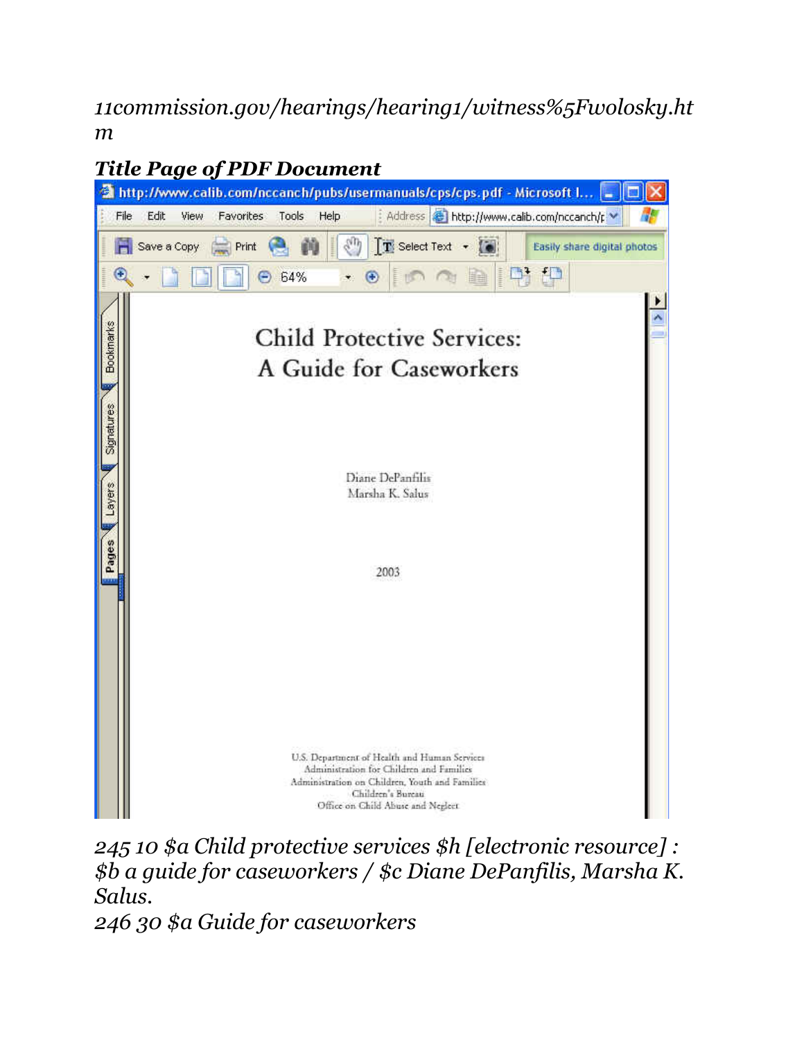*11commission.gov/hearings/hearing1/witness%5Fwolosky.htm*

***Title Page of PDF Document***

*245 10 $a Child protective services $h [electronic resource] : $b a guide for caseworkers / $c Diane DePanfilis, Marsha K. Salus.*

*246 30 $a Guide for caseworkers*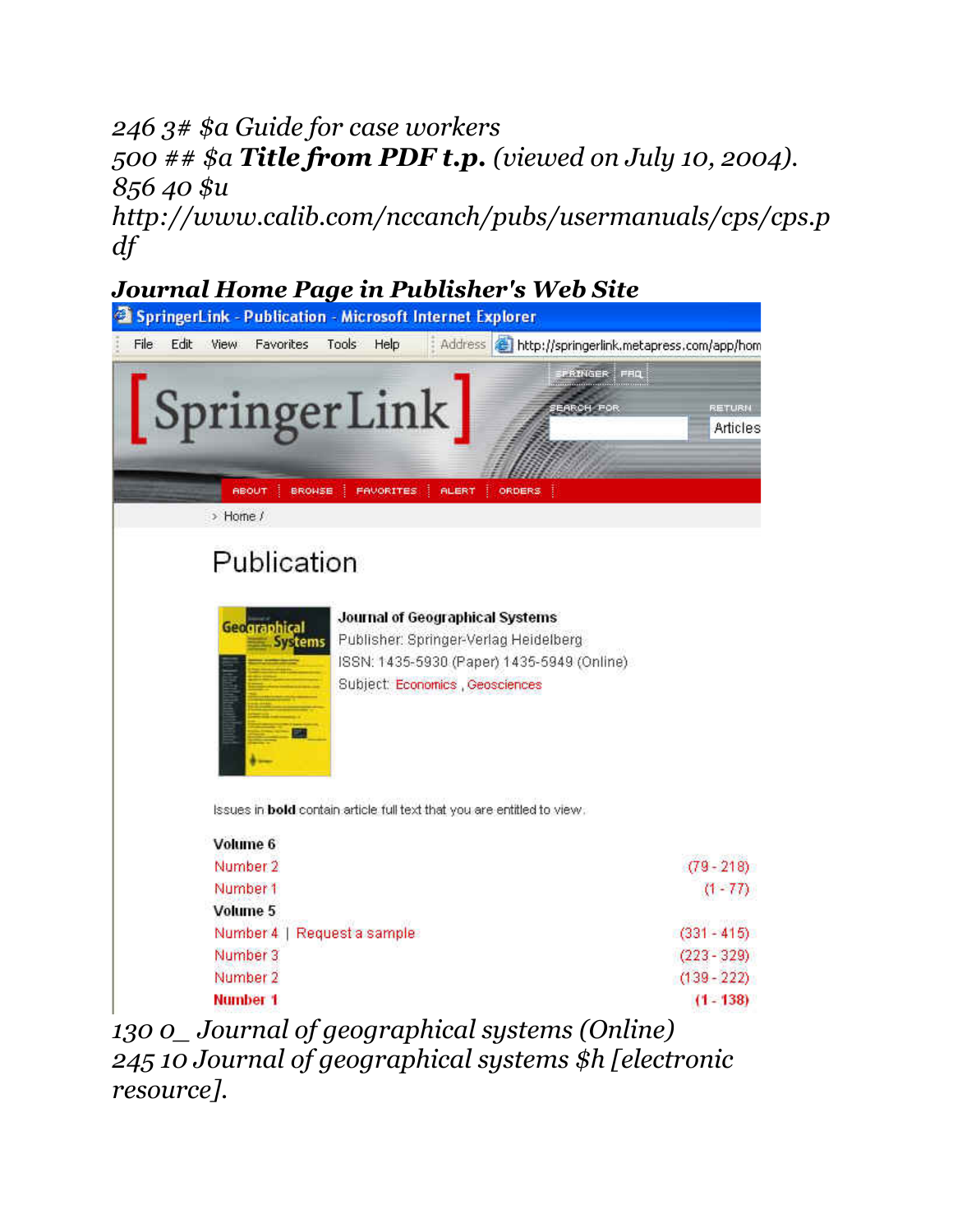*246 3# $a Guide for case workers*
*500 ## $a **Title from PDF t.p.** (viewed on July 10, 2004).*
*856 40 $u http://www.calib.com/nccanch/pubs/usermanuals/cps/cps.pdf*

***Journal Home Page in Publisher's Web Site***

SpringerLink - Publication - Microsoft Internet Explorer

File Edit View Favorites Tools Help Address http://springerlink.metapress.com/app/hom

[ SpringerLink ]

SPRINGER FAQ SEARCH FOR RETURN Articles

ABOUT BROWSE FAVORITES ALERT ORDERS

› Home /

Publication

**Journal of Geographical Systems**
Publisher: Springer-Verlag Heidelberg
ISSN: 1435-5930 (Paper) 1435-5949 (Online)
Subject: Economics , Geosciences

Issues in **bold** contain article full text that you are entitled to view.

**Volume 6**
Number 2 (79 - 218)
Number 1 (1 - 77)
**Volume 5**
Number 4 | Request a sample (331 - 415)
Number 3 (223 - 329)
Number 2 (139 - 222)
**Number 1 (1 - 138)**

*130 0_ Journal of geographical systems (Online)*
*245 10 Journal of geographical systems $h [electronic resource].*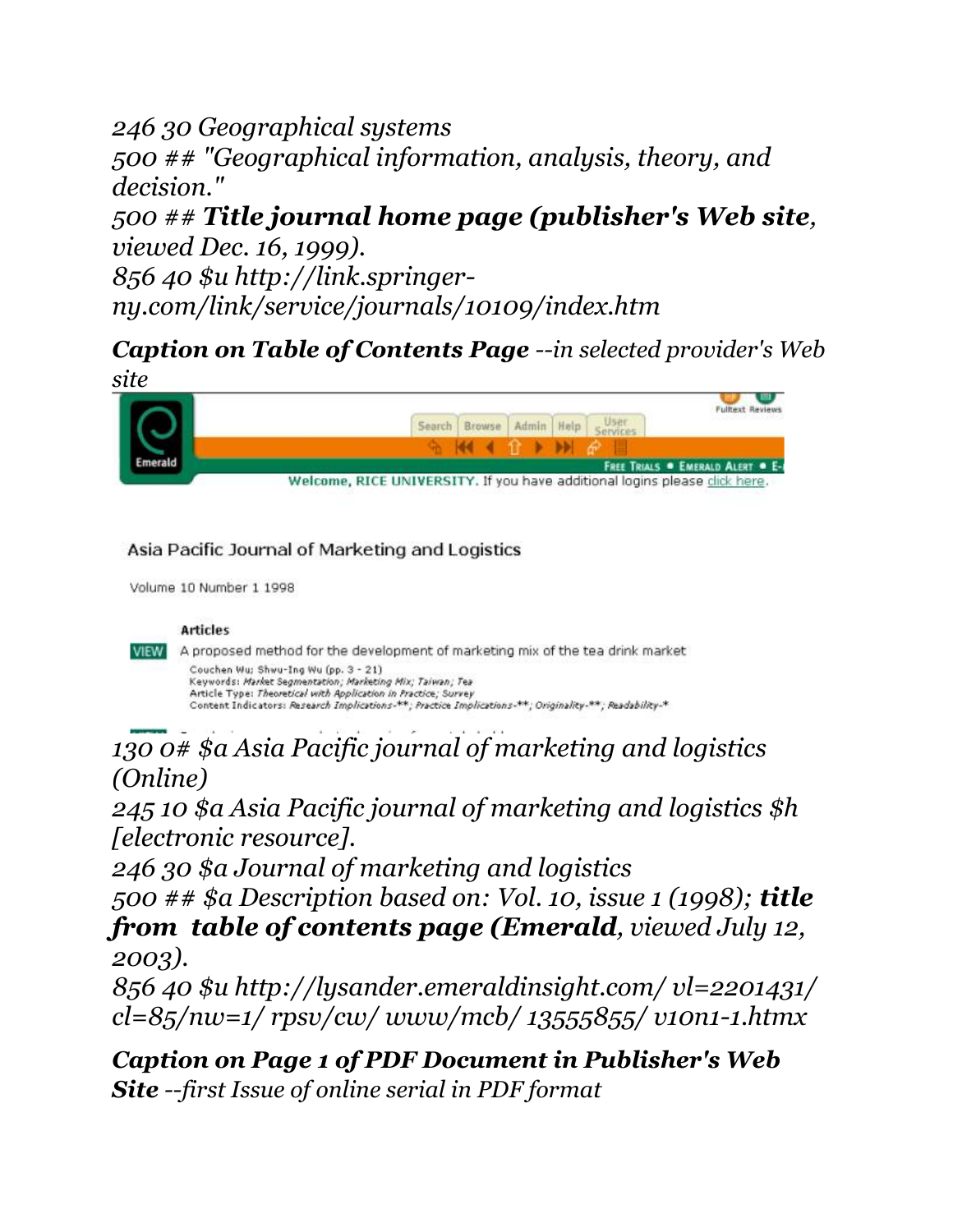*246 30 Geographical systems*
*500 ## "Geographical information, analysis, theory, and decision."*
*500 ## **Title journal home page (publisher's Web site**, viewed Dec. 16, 1999).*
*856 40 $u http://link.springer-ny.com/link/service/journals/10109/index.htm*

***Caption on Table of Contents Page** --in selected provider's Web site*

*130 0# $a Asia Pacific journal of marketing and logistics (Online)*
*245 10 $a Asia Pacific journal of marketing and logistics $h [electronic resource].*
*246 30 $a Journal of marketing and logistics*
*500 ## $a Description based on: Vol. 10, issue 1 (1998); **title from table of contents page (Emerald**, viewed July 12, 2003).*
*856 40 $u http://lysander.emeraldinsight.com/ vl=2201431/ cl=85/nw=1/ rpsv/cw/ www/mcb/ 13555855/ v10n1-1.htmx*

***Caption on Page 1 of PDF Document in Publisher's Web Site** --first Issue of online serial in PDF format*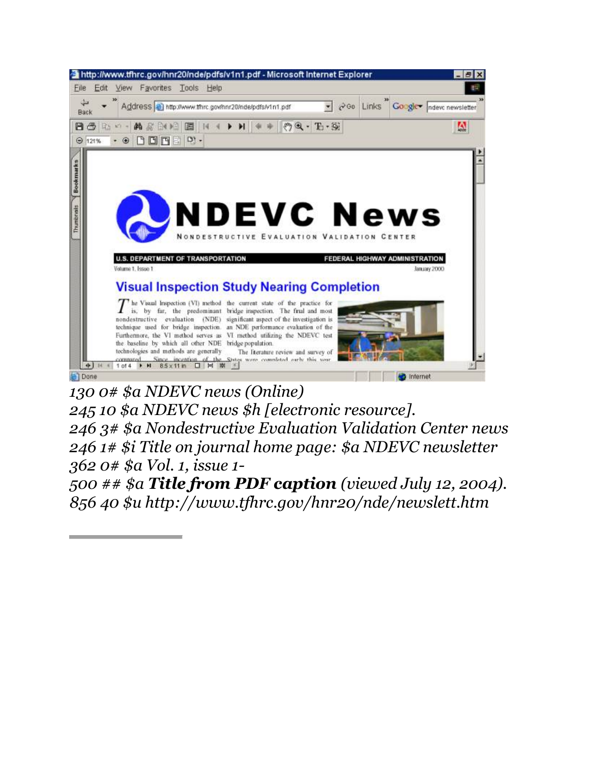*130 0# $a NDEVC news (Online)*
*245 10 $a NDEVC news $h [electronic resource].*
*246 3# $a Nondestructive Evaluation Validation Center news*
*246 1# $i Title on journal home page: $a NDEVC newsletter*
*362 0# $a Vol. 1, issue 1-*
*500 ## $a **Title from PDF caption** (viewed July 12, 2004).*
*856 40 $u http://www.tfhrc.gov/hnr20/nde/newslett.htm*